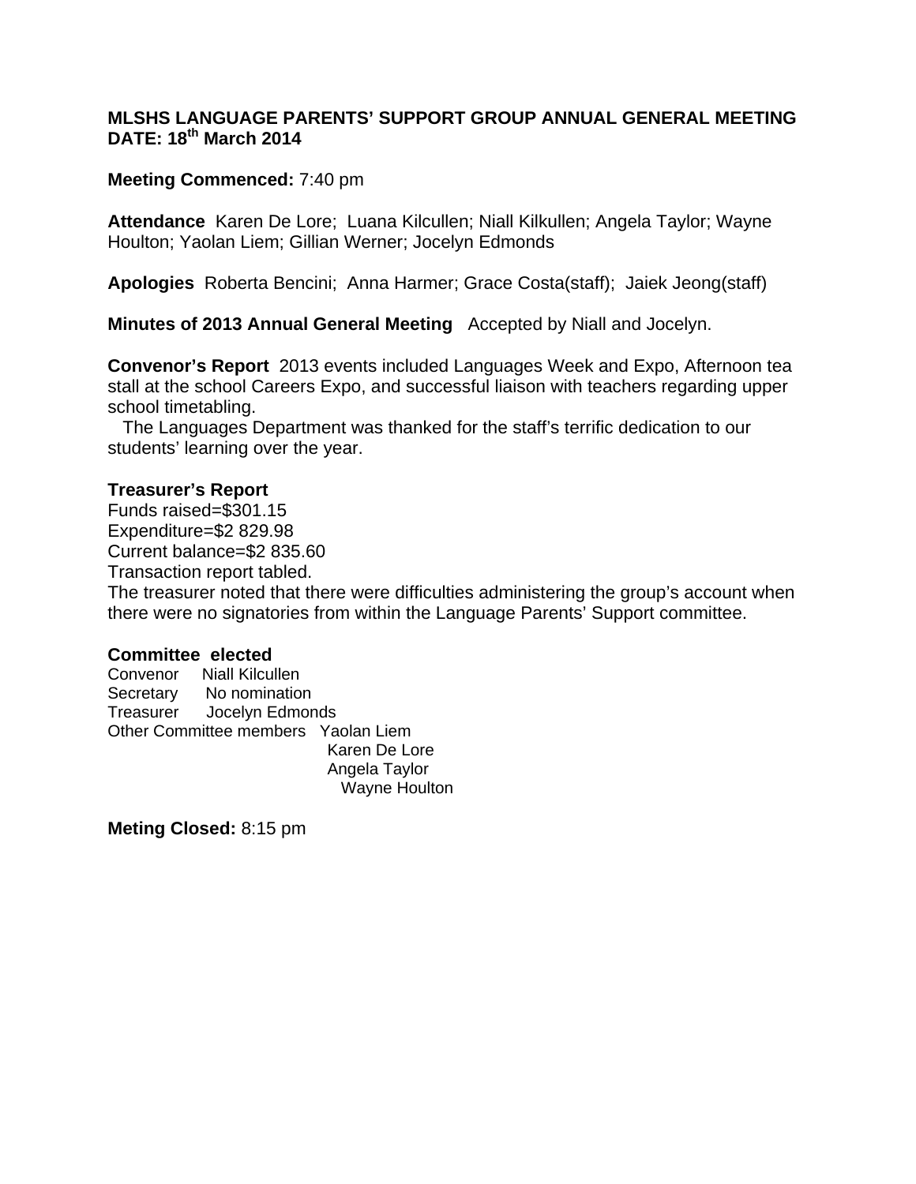**MLSHS LANGUAGE PARENTS' SUPPORT GROUP ANNUAL GENERAL MEETING**
**DATE: 18th March 2014**

**Meeting Commenced:** 7:40 pm

**Attendance** Karen De Lore; Luana Kilcullen; Niall Kilkullen; Angela Taylor; Wayne Houlton; Yaolan Liem; Gillian Werner; Jocelyn Edmonds

**Apologies** Roberta Bencini; Anna Harmer; Grace Costa(staff); Jaiek Jeong(staff)

**Minutes of 2013 Annual General Meeting** Accepted by Niall and Jocelyn.

**Convenor's Report** 2013 events included Languages Week and Expo, Afternoon tea stall at the school Careers Expo, and successful liaison with teachers regarding upper school timetabling.

The Languages Department was thanked for the staff's terrific dedication to our students' learning over the year.

**Treasurer's Report**

Funds raised=$301.15
Expenditure=$2 829.98
Current balance=$2 835.60
Transaction report tabled.
The treasurer noted that there were difficulties administering the group's account when there were no signatories from within the Language Parents' Support committee.

**Committee elected**

Convenor Niall Kilcullen
Secretary No nomination
Treasurer Jocelyn Edmonds
Other Committee members Yaolan Liem
Karen De Lore
Angela Taylor
Wayne Houlton

**Meting Closed:** 8:15 pm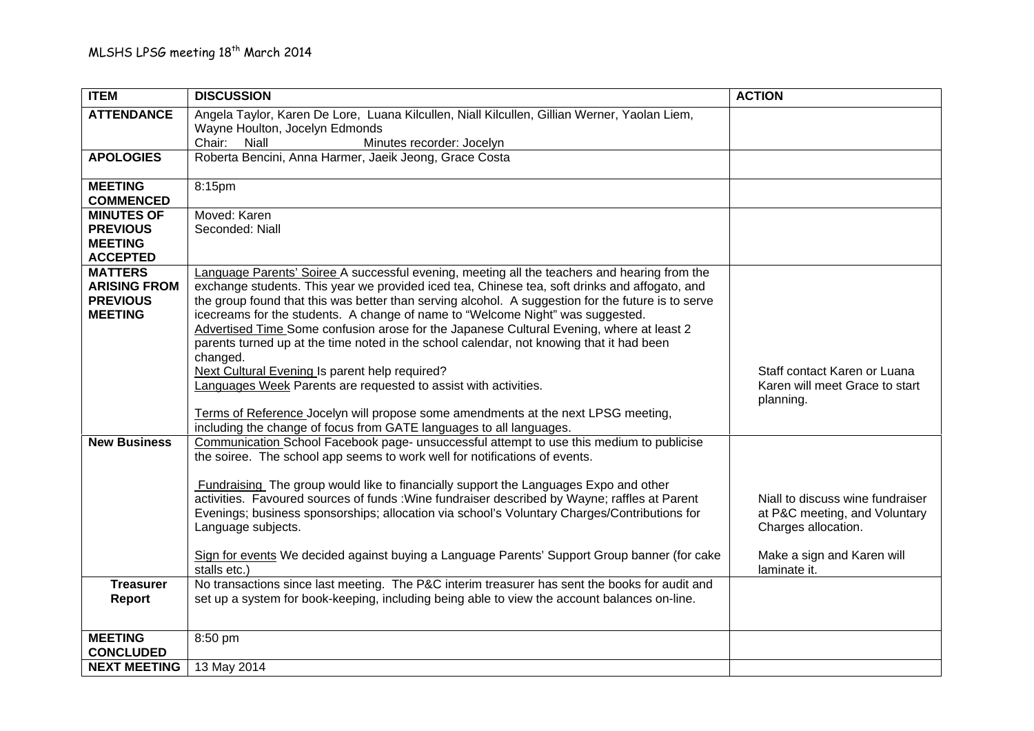MLSHS LPSG meeting 18th March 2014

| ITEM | DISCUSSION | ACTION |
|---|---|---|
| **ATTENDANCE** | Angela Taylor, Karen De Lore, Luana Kilcullen, Niall Kilcullen, Gillian Werner, Yaolan Liem, Wayne Houlton, Jocelyn Edmonds<br>Chair: Niall Minutes recorder: Jocelyn | |
| **APOLOGIES** | Roberta Bencini, Anna Harmer, Jaeik Jeong, Grace Costa | |
| **MEETING COMMENCED** | 8:15pm | |
| **MINUTES OF PREVIOUS MEETING ACCEPTED** | Moved: Karen<br>Seconded: Niall | |
| **MATTERS ARISING FROM PREVIOUS MEETING** | <u>Language Parents' Soiree</u> A successful evening, meeting all the teachers and hearing from the exchange students. This year we provided iced tea, Chinese tea, soft drinks and affogato, and the group found that this was better than serving alcohol. A suggestion for the future is to serve icecreams for the students. A change of name to "Welcome Night" was suggested.<br><u>Advertised Time</u> Some confusion arose for the Japanese Cultural Evening, where at least 2 parents turned up at the time noted in the school calendar, not knowing that it had been changed.<br><u>Next Cultural Evening</u> Is parent help required?<br><u>Languages Week</u> Parents are requested to assist with activities.<br><br><u>Terms of Reference</u> Jocelyn will propose some amendments at the next LPSG meeting, including the change of focus from GATE languages to all languages. | Staff contact Karen or Luana<br>Karen will meet Grace to start planning. |
| **New Business** | <u>Communication</u> School Facebook page- unsuccessful attempt to use this medium to publicise the soiree. The school app seems to work well for notifications of events.<br><br><u>Fundraising</u> The group would like to financially support the Languages Expo and other activities. Favoured sources of funds :Wine fundraiser described by Wayne; raffles at Parent Evenings; business sponsorships; allocation via school's Voluntary Charges/Contributions for Language subjects.<br><br><u>Sign for events</u> We decided against buying a Language Parents' Support Group banner (for cake stalls etc.) | Niall to discuss wine fundraiser at P&C meeting, and Voluntary Charges allocation.<br><br>Make a sign and Karen will laminate it. |
| **Treasurer Report** | No transactions since last meeting. The P&C interim treasurer has sent the books for audit and set up a system for book-keeping, including being able to view the account balances on-line. | |
| **MEETING CONCLUDED** | 8:50 pm | |
| **NEXT MEETING** | 13 May 2014 | |